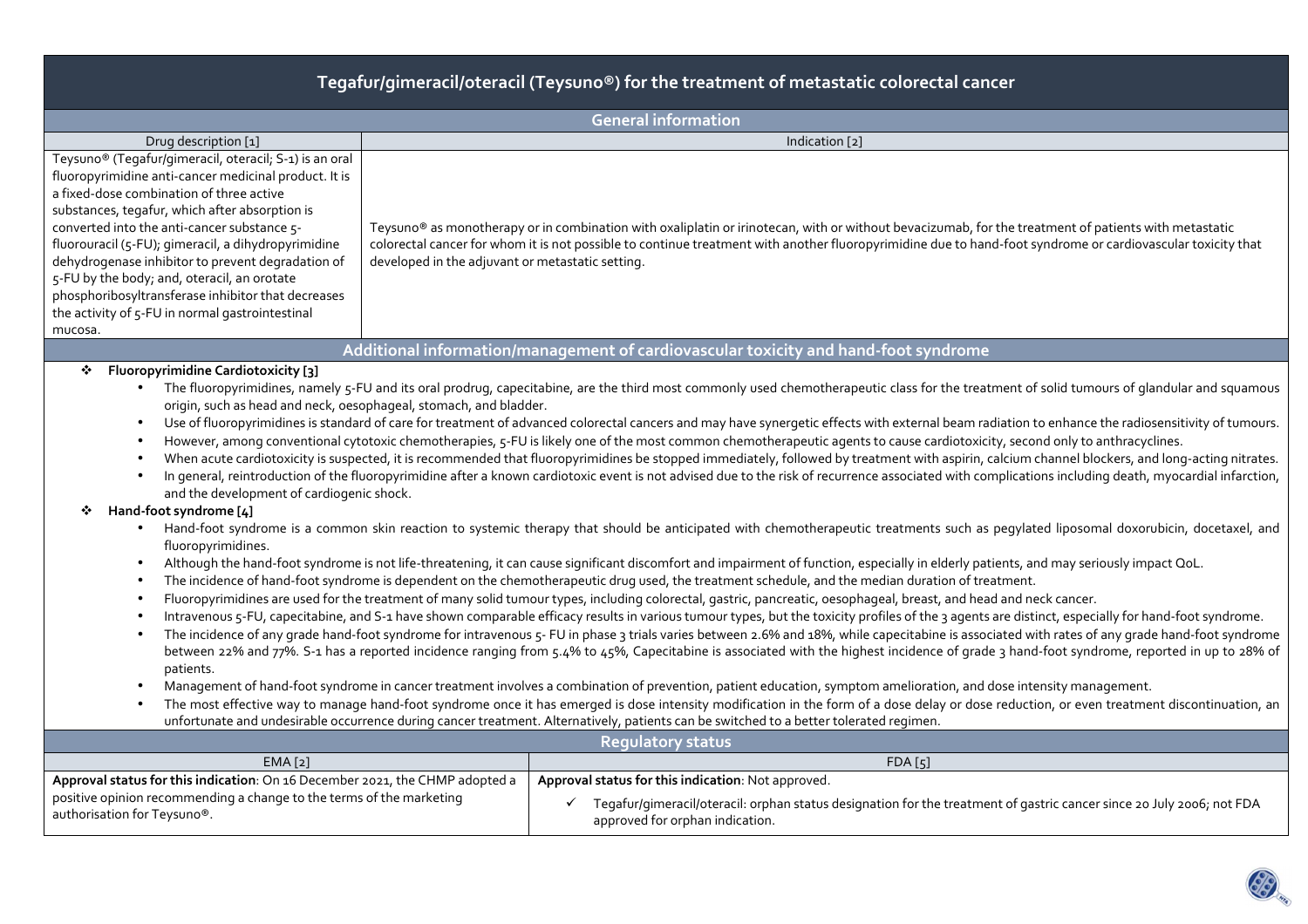# Tegafur/gimeracil/oteracil (Teysuno®) for the treatment of metastatic colorectal cancer

## General information

| Drug description [1] | Indication [2] |
|---|---|
| Teysuno® (Tegafur/gimeracil, oteracil; S-1) is an oral fluoropyrimidine anti-cancer medicinal product. It is a fixed-dose combination of three active substances, tegafur, which after absorption is converted into the anti-cancer substance 5-fluorouracil (5-FU); gimeracil, a dihydropyrimidine dehydrogenase inhibitor to prevent degradation of 5-FU by the body; and, oteracil, an orotate phosphoribosyltransferase inhibitor that decreases the activity of 5-FU in normal gastrointestinal mucosa. | Teysuno® as monotherapy or in combination with oxaliplatin or irinotecan, with or without bevacizumab, for the treatment of patients with metastatic colorectal cancer for whom it is not possible to continue treatment with another fluoropyrimidine due to hand-foot syndrome or cardiovascular toxicity that developed in the adjuvant or metastatic setting. |

## Additional information/management of cardiovascular toxicity and hand-foot syndrome

- **Fluoropyrimidine Cardiotoxicity [3]**
  - The fluoropyrimidines, namely 5-FU and its oral prodrug, capecitabine, are the third most commonly used chemotherapeutic class for the treatment of solid tumours of glandular and squamous origin, such as head and neck, oesophageal, stomach, and bladder.
  - Use of fluoropyrimidines is standard of care for treatment of advanced colorectal cancers and may have synergetic effects with external beam radiation to enhance the radiosensitivity of tumours.
  - However, among conventional cytotoxic chemotherapies, 5-FU is likely one of the most common chemotherapeutic agents to cause cardiotoxicity, second only to anthracyclines.
  - When acute cardiotoxicity is suspected, it is recommended that fluoropyrimidines be stopped immediately, followed by treatment with aspirin, calcium channel blockers, and long-acting nitrates.
  - In general, reintroduction of the fluoropyrimidine after a known cardiotoxic event is not advised due to the risk of recurrence associated with complications including death, myocardial infarction, and the development of cardiogenic shock.
- **Hand-foot syndrome [4]**
  - Hand-foot syndrome is a common skin reaction to systemic therapy that should be anticipated with chemotherapeutic treatments such as pegylated liposomal doxorubicin, docetaxel, and fluoropyrimidines.
  - Although the hand-foot syndrome is not life-threatening, it can cause significant discomfort and impairment of function, especially in elderly patients, and may seriously impact QoL.
  - The incidence of hand-foot syndrome is dependent on the chemotherapeutic drug used, the treatment schedule, and the median duration of treatment.
  - Fluoropyrimidines are used for the treatment of many solid tumour types, including colorectal, gastric, pancreatic, oesophageal, breast, and head and neck cancer.
  - Intravenous 5-FU, capecitabine, and S-1 have shown comparable efficacy results in various tumour types, but the toxicity profiles of the 3 agents are distinct, especially for hand-foot syndrome.
  - The incidence of any grade hand-foot syndrome for intravenous 5- FU in phase 3 trials varies between 2.6% and 18%, while capecitabine is associated with rates of any grade hand-foot syndrome between 22% and 77%. S-1 has a reported incidence ranging from 5.4% to 45%, Capecitabine is associated with the highest incidence of grade 3 hand-foot syndrome, reported in up to 28% of patients.
  - Management of hand-foot syndrome in cancer treatment involves a combination of prevention, patient education, symptom amelioration, and dose intensity management.
  - The most effective way to manage hand-foot syndrome once it has emerged is dose intensity modification in the form of a dose delay or dose reduction, or even treatment discontinuation, an unfortunate and undesirable occurrence during cancer treatment. Alternatively, patients can be switched to a better tolerated regimen.

## Regulatory status

| EMA [2] | FDA [5] |
|---|---|
| **Approval status for this indication**: On 16 December 2021, the CHMP adopted a positive opinion recommending a change to the terms of the marketing authorisation for Teysuno®. | **Approval status for this indication**: Not approved.<br>✓ Tegafur/gimeracil/oteracil: orphan status designation for the treatment of gastric cancer since 20 July 2006; not FDA approved for orphan indication. |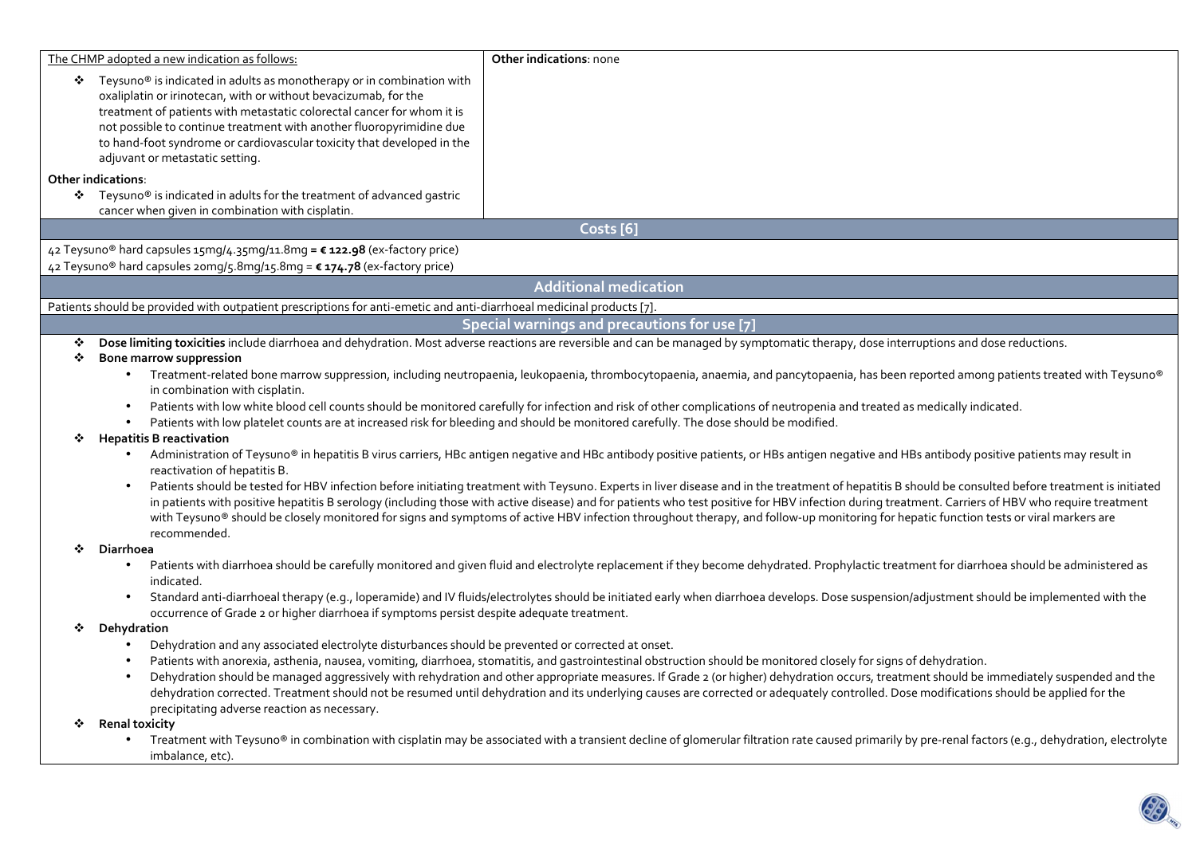| The CHMP adopted a new indication as follows: | **Other indications**: none |
| --- | --- |
| ❖ Teysuno® is indicated in adults as monotherapy or in combination with oxaliplatin or irinotecan, with or without bevacizumab, for the treatment of patients with metastatic colorectal cancer for whom it is not possible to continue treatment with another fluoropyrimidine due to hand-foot syndrome or cardiovascular toxicity that developed in the adjuvant or metastatic setting. **Other indications**: ❖ Teysuno® is indicated in adults for the treatment of advanced gastric cancer when given in combination with cisplatin. | |

## Costs [6]

42 Teysuno® hard capsules 15mg/4.35mg/11.8mg = **€ 122.98** (ex-factory price)
42 Teysuno® hard capsules 20mg/5.8mg/15.8mg = **€ 174.78** (ex-factory price)

## Additional medication

Patients should be provided with outpatient prescriptions for anti-emetic and anti-diarrhoeal medicinal products [7].

## Special warnings and precautions for use [7]

- **Dose limiting toxicities** include diarrhoea and dehydration. Most adverse reactions are reversible and can be managed by symptomatic therapy, dose interruptions and dose reductions.
- **Bone marrow suppression**
  - Treatment-related bone marrow suppression, including neutropaenia, leukopaenia, thrombocytopaenia, anaemia, and pancytopaenia, has been reported among patients treated with Teysuno® in combination with cisplatin.
  - Patients with low white blood cell counts should be monitored carefully for infection and risk of other complications of neutropenia and treated as medically indicated.
  - Patients with low platelet counts are at increased risk for bleeding and should be monitored carefully. The dose should be modified.
- **Hepatitis B reactivation**
  - Administration of Teysuno® in hepatitis B virus carriers, HBc antigen negative and HBc antibody positive patients, or HBs antigen negative and HBs antibody positive patients may result in reactivation of hepatitis B.
  - Patients should be tested for HBV infection before initiating treatment with Teysuno. Experts in liver disease and in the treatment of hepatitis B should be consulted before treatment is initiated in patients with positive hepatitis B serology (including those with active disease) and for patients who test positive for HBV infection during treatment. Carriers of HBV who require treatment with Teysuno® should be closely monitored for signs and symptoms of active HBV infection throughout therapy, and follow-up monitoring for hepatic function tests or viral markers are recommended.
- **Diarrhoea**
  - Patients with diarrhoea should be carefully monitored and given fluid and electrolyte replacement if they become dehydrated. Prophylactic treatment for diarrhoea should be administered as indicated.
  - Standard anti-diarrhoeal therapy (e.g., loperamide) and IV fluids/electrolytes should be initiated early when diarrhoea develops. Dose suspension/adjustment should be implemented with the occurrence of Grade 2 or higher diarrhoea if symptoms persist despite adequate treatment.
- **Dehydration**
  - Dehydration and any associated electrolyte disturbances should be prevented or corrected at onset.
  - Patients with anorexia, asthenia, nausea, vomiting, diarrhoea, stomatitis, and gastrointestinal obstruction should be monitored closely for signs of dehydration.
  - Dehydration should be managed aggressively with rehydration and other appropriate measures. If Grade 2 (or higher) dehydration occurs, treatment should be immediately suspended and the dehydration corrected. Treatment should not be resumed until dehydration and its underlying causes are corrected or adequately controlled. Dose modifications should be applied for the precipitating adverse reaction as necessary.
- **Renal toxicity**
  - Treatment with Teysuno® in combination with cisplatin may be associated with a transient decline of glomerular filtration rate caused primarily by pre-renal factors (e.g., dehydration, electrolyte imbalance, etc).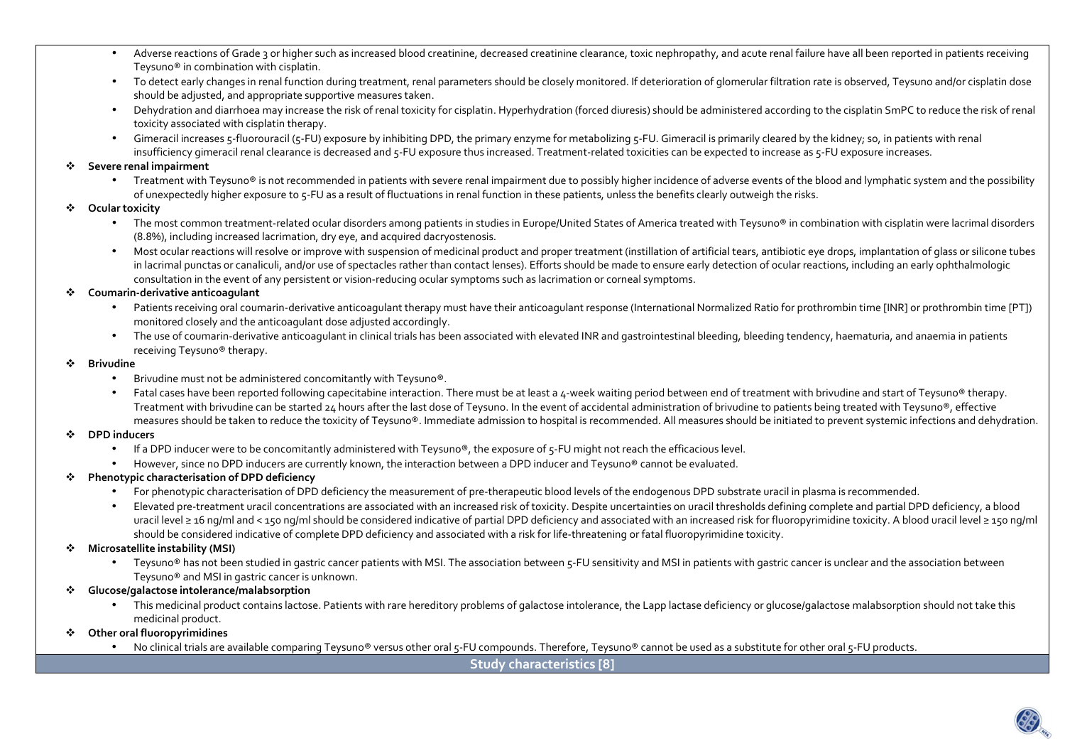- Adverse reactions of Grade 3 or higher such as increased blood creatinine, decreased creatinine clearance, toxic nephropathy, and acute renal failure have all been reported in patients receiving Teysuno® in combination with cisplatin.
- To detect early changes in renal function during treatment, renal parameters should be closely monitored. If deterioration of glomerular filtration rate is observed, Teysuno and/or cisplatin dose should be adjusted, and appropriate supportive measures taken.
- Dehydration and diarrhoea may increase the risk of renal toxicity for cisplatin. Hyperhydration (forced diuresis) should be administered according to the cisplatin SmPC to reduce the risk of renal toxicity associated with cisplatin therapy.
- Gimeracil increases 5-fluorouracil (5-FU) exposure by inhibiting DPD, the primary enzyme for metabolizing 5-FU. Gimeracil is primarily cleared by the kidney; so, in patients with renal insufficiency gimeracil renal clearance is decreased and 5-FU exposure thus increased. Treatment-related toxicities can be expected to increase as 5-FU exposure increases.

**Severe renal impairment**

- Treatment with Teysuno® is not recommended in patients with severe renal impairment due to possibly higher incidence of adverse events of the blood and lymphatic system and the possibility of unexpectedly higher exposure to 5-FU as a result of fluctuations in renal function in these patients, unless the benefits clearly outweigh the risks.

**Ocular toxicity**

- The most common treatment-related ocular disorders among patients in studies in Europe/United States of America treated with Teysuno® in combination with cisplatin were lacrimal disorders (8.8%), including increased lacrimation, dry eye, and acquired dacryostenosis.
- Most ocular reactions will resolve or improve with suspension of medicinal product and proper treatment (instillation of artificial tears, antibiotic eye drops, implantation of glass or silicone tubes in lacrimal punctas or canaliculi, and/or use of spectacles rather than contact lenses). Efforts should be made to ensure early detection of ocular reactions, including an early ophthalmologic consultation in the event of any persistent or vision-reducing ocular symptoms such as lacrimation or corneal symptoms.

**Coumarin-derivative anticoagulant**

- Patients receiving oral coumarin-derivative anticoagulant therapy must have their anticoagulant response (International Normalized Ratio for prothrombin time [INR] or prothrombin time [PT]) monitored closely and the anticoagulant dose adjusted accordingly.
- The use of coumarin-derivative anticoagulant in clinical trials has been associated with elevated INR and gastrointestinal bleeding, bleeding tendency, haematuria, and anaemia in patients receiving Teysuno® therapy.

**Brivudine**

- Brivudine must not be administered concomitantly with Teysuno®.
- Fatal cases have been reported following capecitabine interaction. There must be at least a 4-week waiting period between end of treatment with brivudine and start of Teysuno® therapy. Treatment with brivudine can be started 24 hours after the last dose of Teysuno. In the event of accidental administration of brivudine to patients being treated with Teysuno®, effective measures should be taken to reduce the toxicity of Teysuno®. Immediate admission to hospital is recommended. All measures should be initiated to prevent systemic infections and dehydration.

**DPD inducers**

- If a DPD inducer were to be concomitantly administered with Teysuno®, the exposure of 5-FU might not reach the efficacious level.
- However, since no DPD inducers are currently known, the interaction between a DPD inducer and Teysuno® cannot be evaluated.

**Phenotypic characterisation of DPD deficiency**

- For phenotypic characterisation of DPD deficiency the measurement of pre-therapeutic blood levels of the endogenous DPD substrate uracil in plasma is recommended.
- Elevated pre-treatment uracil concentrations are associated with an increased risk of toxicity. Despite uncertainties on uracil thresholds defining complete and partial DPD deficiency, a blood uracil level ≥ 16 ng/ml and < 150 ng/ml should be considered indicative of partial DPD deficiency and associated with an increased risk for fluoropyrimidine toxicity. A blood uracil level ≥ 150 ng/ml should be considered indicative of complete DPD deficiency and associated with a risk for life-threatening or fatal fluoropyrimidine toxicity.

**Microsatellite instability (MSI)**

- Teysuno® has not been studied in gastric cancer patients with MSI. The association between 5-FU sensitivity and MSI in patients with gastric cancer is unclear and the association between Teysuno® and MSI in gastric cancer is unknown.

**Glucose/galactose intolerance/malabsorption**

- This medicinal product contains lactose. Patients with rare hereditory problems of galactose intolerance, the Lapp lactase deficiency or glucose/galactose malabsorption should not take this medicinal product.

**Other oral fluoropyrimidines**

- No clinical trials are available comparing Teysuno® versus other oral 5-FU compounds. Therefore, Teysuno® cannot be used as a substitute for other oral 5-FU products.

## Study characteristics [8]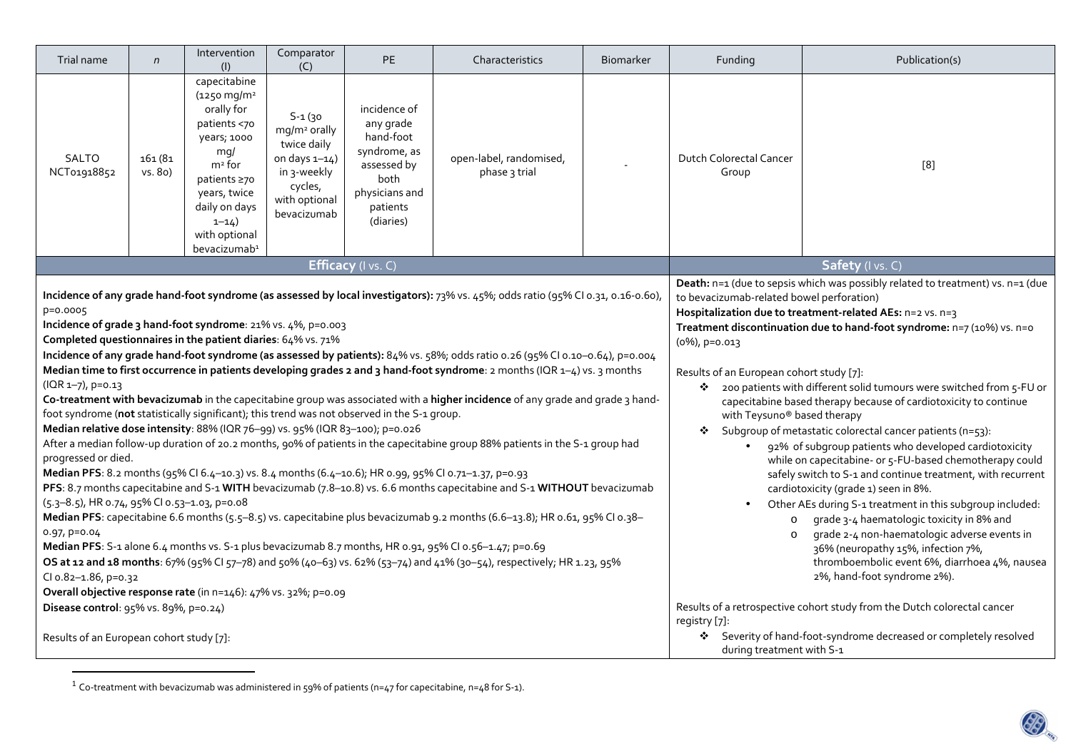| Trial name | *n* | Intervention (I) | Comparator (C) | PE | Characteristics | Biomarker | Funding | Publication(s) |
|---|---|---|---|---|---|---|---|---|
| SALTO NCT01918852 | 161 (81 vs. 80) | capecitabine (1250 mg/m² orally for patients <70 years; 1000 mg/ m² for patients ≥70 years, twice daily on days 1–14) with optional bevacizumab[1] | S-1 (30 mg/m² orally twice daily on days 1–14) in 3-weekly cycles, with optional bevacizumab | incidence of any grade hand-foot syndrome, as assessed by both physicians and patients (diaries) | open-label, randomised, phase 3 trial | - | Dutch Colorectal Cancer Group | [8] |

**Efficacy** (I vs. C)

**Incidence of any grade hand-foot syndrome (as assessed by local investigators):** 73% vs. 45%; odds ratio (95% CI 0.31, 0.16-0.60), p=0.0005

**Incidence of grade 3 hand-foot syndrome**: 21% vs. 4%, p=0.003

**Completed questionnaires in the patient diaries**: 64% vs. 71%

**Incidence of any grade hand-foot syndrome (as assessed by patients):** 84% vs. 58%; odds ratio 0.26 (95% CI 0.10–0.64), p=0.004

**Median time to first occurrence in patients developing grades 2 and 3 hand-foot syndrome**: 2 months (IQR 1–4) vs. 3 months (IQR 1–7), p=0.13

**Co-treatment with bevacizumab** in the capecitabine group was associated with a **higher incidence** of any grade and grade 3 hand-foot syndrome (**not** statistically significant); this trend was not observed in the S-1 group.

**Median relative dose intensity**: 88% (IQR 76–99) vs. 95% (IQR 83–100); p=0.026

After a median follow-up duration of 20.2 months, 90% of patients in the capecitabine group 88% patients in the S-1 group had progressed or died.

**Median PFS**: 8.2 months (95% CI 6.4–10.3) vs. 8.4 months (6.4–10.6); HR 0.99, 95% CI 0.71–1.37, p=0.93

**PFS**: 8.7 months capecitabine and S-1 **WITH** bevacizumab (7.8–10.8) vs. 6.6 months capecitabine and S-1 **WITHOUT** bevacizumab (5.3–8.5), HR 0.74, 95% CI 0.53–1.03, p=0.08

**Median PFS**: capecitabine 6.6 months (5.5–8.5) vs. capecitabine plus bevacizumab 9.2 months (6.6–13.8); HR 0.61, 95% CI 0.38–0.97, p=0.04

**Median PFS**: S-1 alone 6.4 months vs. S-1 plus bevacizumab 8.7 months, HR 0.91, 95% CI 0.56–1.47; p=0.69

**OS at 12 and 18 months**: 67% (95% CI 57–78) and 50% (40–63) vs. 62% (53–74) and 41% (30–54), respectively; HR 1.23, 95% CI 0.82–1.86, p=0.32

**Overall objective response rate** (in n=146): 47% vs. 32%; p=0.09

**Disease control**: 95% vs. 89%, p=0.24)

Results of an European cohort study [7]:

**Safety** (I vs. C)

**Death:** n=1 (due to sepsis which was possibly related to treatment) vs. n=1 (due to bevacizumab-related bowel perforation)

**Hospitalization due to treatment-related AEs:** n=2 vs. n=3

**Treatment discontinuation due to hand-foot syndrome:** n=7 (10%) vs. n=0 (0%), p=0.013

Results of an European cohort study [7]:

- 200 patients with different solid tumours were switched from 5-FU or capecitabine based therapy because of cardiotoxicity to continue with Teysuno® based therapy
- Subgroup of metastatic colorectal cancer patients (n=53):
  - 92% of subgroup patients who developed cardiotoxicity while on capecitabine- or 5-FU-based chemotherapy could safely switch to S-1 and continue treatment, with recurrent cardiotoxicity (grade 1) seen in 8%.
  - Other AEs during S-1 treatment in this subgroup included:
    - grade 3-4 haematologic toxicity in 8% and
    - grade 2-4 non-haematologic adverse events in 36% (neuropathy 15%, infection 7%, thromboembolic event 6%, diarrhoea 4%, nausea 2%, hand-foot syndrome 2%).

Results of a retrospective cohort study from the Dutch colorectal cancer registry [7]:

- Severity of hand-foot-syndrome decreased or completely resolved during treatment with S-1

[1] Co-treatment with bevacizumab was administered in 59% of patients (n=47 for capecitabine, n=48 for S-1).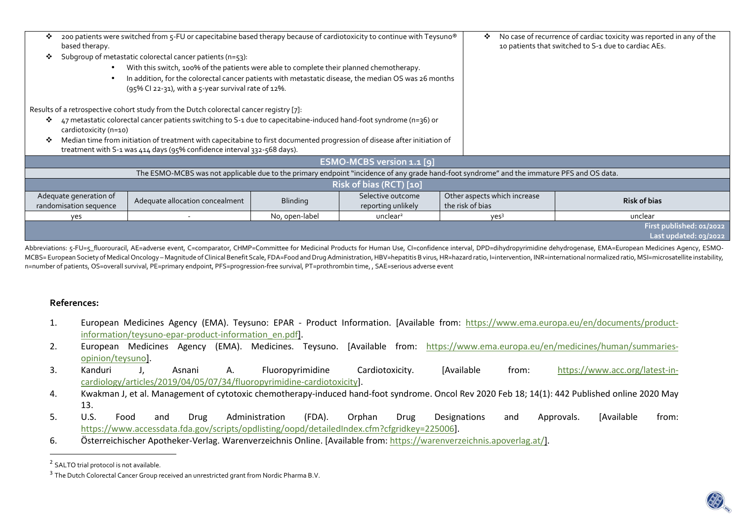| | |
|---|---|
| ❖ 200 patients were switched from 5-FU or capecitabine based therapy because of cardiotoxicity to continue with Teysuno® based therapy.<br>❖ Subgroup of metastatic colorectal cancer patients (n=53):<br>• With this switch, 100% of the patients were able to complete their planned chemotherapy.<br>• In addition, for the colorectal cancer patients with metastatic disease, the median OS was 26 months (95% CI 22-31), with a 5-year survival rate of 12%.<br><br>Results of a retrospective cohort study from the Dutch colorectal cancer registry [7]:<br>❖ 47 metastatic colorectal cancer patients switching to S-1 due to capecitabine-induced hand-foot syndrome (n=36) or cardiotoxicity (n=10)<br>❖ Median time from initiation of treatment with capecitabine to first documented progression of disease after initiation of treatment with S-1 was 414 days (95% confidence interval 332-568 days). | ❖ No case of recurrence of cardiac toxicity was reported in any of the 10 patients that switched to S-1 due to cardiac AEs. |

**ESMO-MCBS version 1.1 [9]**

The ESMO-MCBS was not applicable due to the primary endpoint "incidence of any grade hand-foot syndrome" and the immature PFS and OS data.

**Risk of bias (RCT) [10]**

| Adequate generation of randomisation sequence | Adequate allocation concealment | Blinding | Selective outcome reporting unlikely | Other aspects which increase the risk of bias | Risk of bias |
|---|---|---|---|---|---|
| yes | - | No, open-label | unclear[2] | yes[3] | unclear |

First published: 01/2022
Last updated: 03/2022

Abbreviations: 5-FU=5_fluorouracil, AE=adverse event, C=comparator, CHMP=Committee for Medicinal Products for Human Use, CI=confidence interval, DPD=dihydropyrimidine dehydrogenase, EMA=European Medicines Agency, ESMO-MCBS= European Society of Medical Oncology – Magnitude of Clinical Benefit Scale, FDA=Food and Drug Administration, HBV=hepatitis B virus, HR=hazard ratio, I=intervention, INR=international normalized ratio, MSI=microsatellite instability, n=number of patients, OS=overall survival, PE=primary endpoint, PFS=progression-free survival, PT=prothrombin time, , SAE=serious adverse event

## References:

1. European Medicines Agency (EMA). Teysuno: EPAR - Product Information. [Available from: https://www.ema.europa.eu/en/documents/product-information/teysuno-epar-product-information_en.pdf].
2. European Medicines Agency (EMA). Medicines. Teysuno. [Available from: https://www.ema.europa.eu/en/medicines/human/summaries-opinion/teysuno].
3. Kanduri J, Asnani A. Fluoropyrimidine Cardiotoxicity. [Available from: https://www.acc.org/latest-in-cardiology/articles/2019/04/05/07/34/fluoropyrimidine-cardiotoxicity].
4. Kwakman J, et al. Management of cytotoxic chemotherapy-induced hand-foot syndrome. Oncol Rev 2020 Feb 18; 14(1): 442 Published online 2020 May 13.
5. U.S. Food and Drug Administration (FDA). Orphan Drug Designations and Approvals. [Available from: https://www.accessdata.fda.gov/scripts/opdlisting/oopd/detailedIndex.cfm?cfgridkey=225006].
6. Österreichischer Apotheker-Verlag. Warenverzeichnis Online. [Available from: https://warenverzeichnis.apoverlag.at/].

[2] SALTO trial protocol is not available.

[3] The Dutch Colorectal Cancer Group received an unrestricted grant from Nordic Pharma B.V.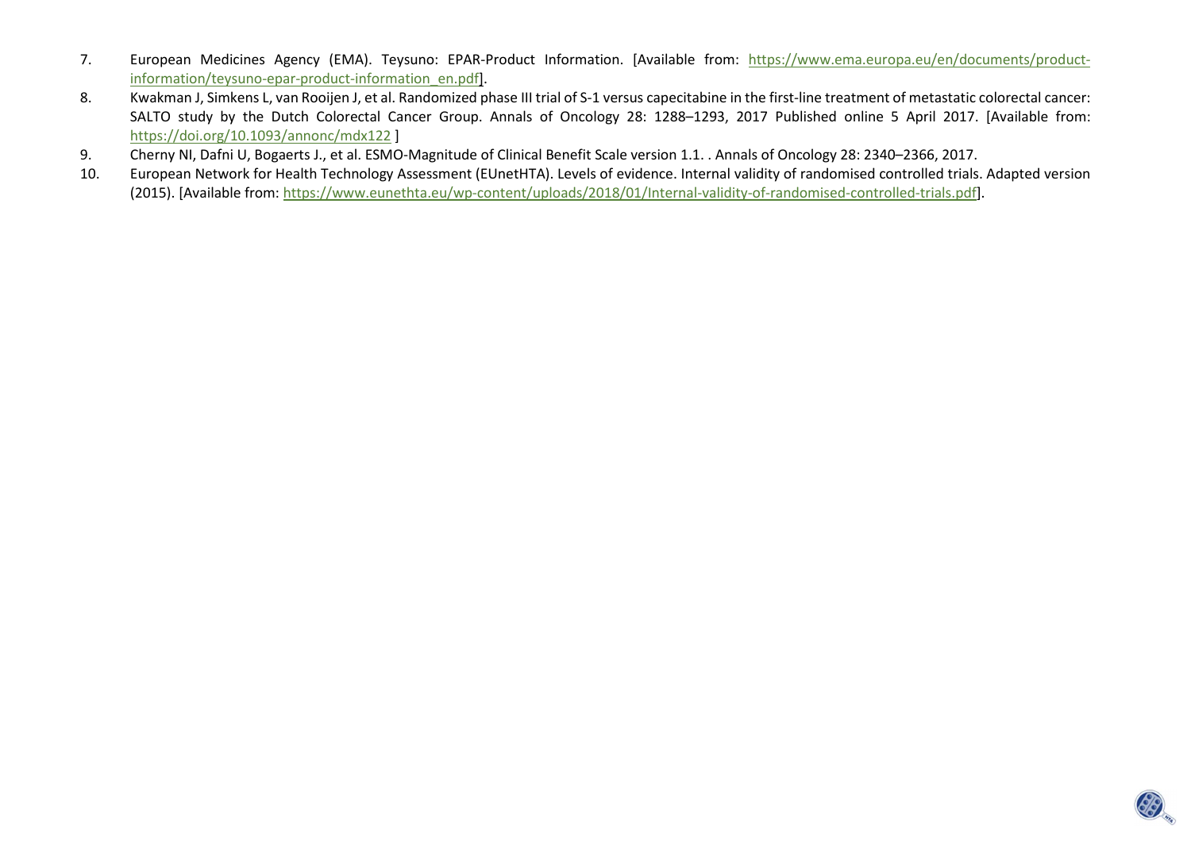7. European Medicines Agency (EMA). Teysuno: EPAR-Product Information. [Available from: https://www.ema.europa.eu/en/documents/product-information/teysuno-epar-product-information_en.pdf].
8. Kwakman J, Simkens L, van Rooijen J, et al. Randomized phase III trial of S-1 versus capecitabine in the first-line treatment of metastatic colorectal cancer: SALTO study by the Dutch Colorectal Cancer Group. Annals of Oncology 28: 1288–1293, 2017 Published online 5 April 2017. [Available from: https://doi.org/10.1093/annonc/mdx122 ]
9. Cherny NI, Dafni U, Bogaerts J., et al. ESMO-Magnitude of Clinical Benefit Scale version 1.1. . Annals of Oncology 28: 2340–2366, 2017.
10. European Network for Health Technology Assessment (EUnetHTA). Levels of evidence. Internal validity of randomised controlled trials. Adapted version (2015). [Available from: https://www.eunethta.eu/wp-content/uploads/2018/01/Internal-validity-of-randomised-controlled-trials.pdf].